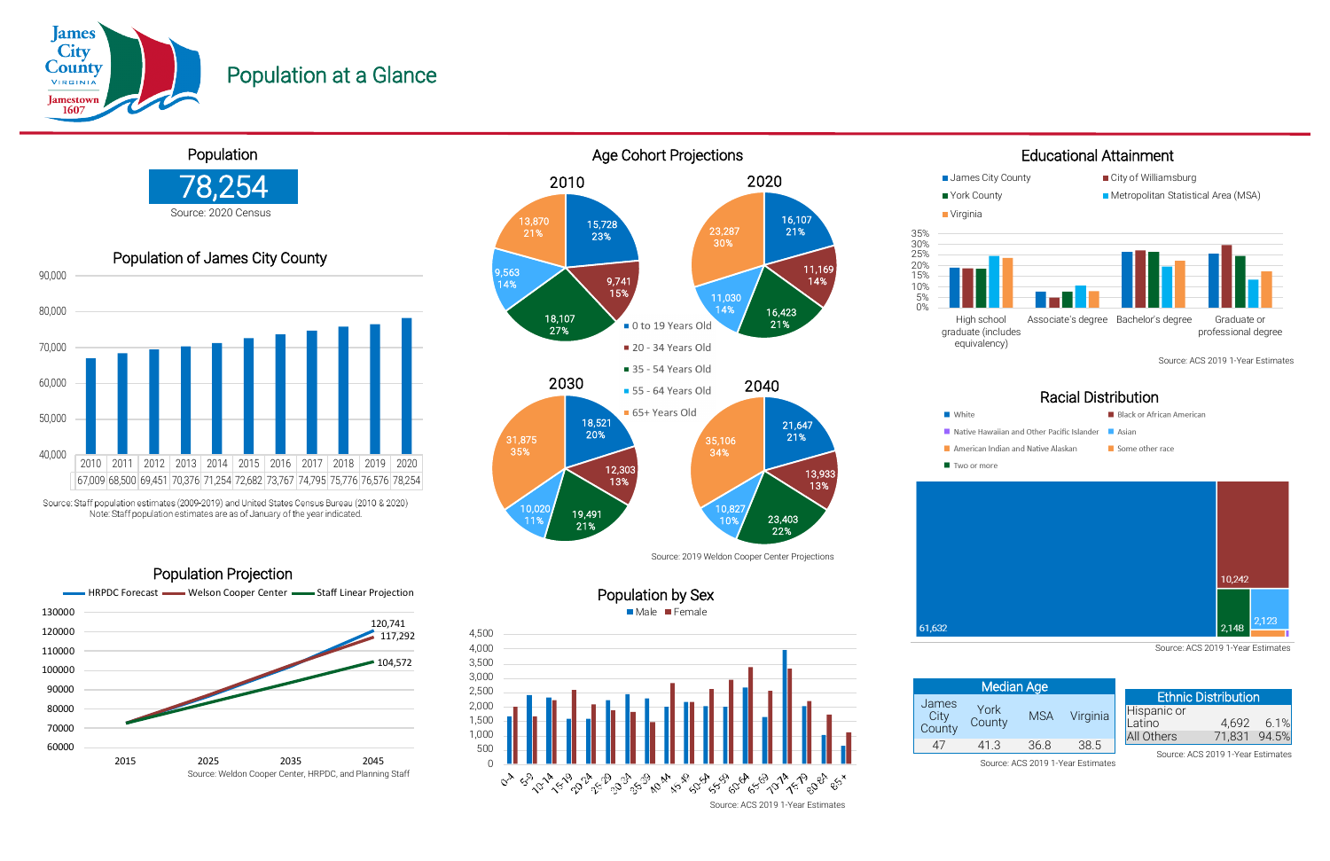# Population at a Glance

James City County, Virginia — Jamestown 1607

## Population

**78,254**

Source: 2020 Census

## Population of James City County

| 2010 | 2011 | 2012 | 2013 | 2014 | 2015 | 2016 | 2017 | 2018 | 2019 | 2020 |
|---|---|---|---|---|---|---|---|---|---|---|
| 67,009 | 68,500 | 69,451 | 70,376 | 71,254 | 72,682 | 73,767 | 74,795 | 75,776 | 76,576 | 78,254 |

Source: Staff population estimates (2009-2019) and United States Census Bureau (2010 & 2020)
Note: Staff population estimates are as of January of the year indicated.

## Population Projection

HRPDC Forecast, Welson Cooper Center, Staff Linear Projection

| | 2045 |
|---|---|
| HRPDC Forecast | 120,741 |
| Welson Cooper Center | 117,292 |
| Staff Linear Projection | 104,572 |

Source: Weldon Cooper Center, HRPDC, and Planning Staff

## Age Cohort Projections

| Age Cohort | 2010 | 2020 | 2030 | 2040 |
|---|---|---|---|---|
| 0 to 19 Years Old | 15,728 (23%) | 16,107 (21%) | 18,521 (20%) | 21,647 (21%) |
| 20 - 34 Years Old | 9,741 (15%) | 11,169 (14%) | 12,303 (13%) | 13,933 (13%) |
| 35 - 54 Years Old | 18,107 (27%) | 16,423 (21%) | 19,491 (21%) | 23,403 (22%) |
| 55 - 64 Years Old | 9,563 (14%) | 11,030 (14%) | 10,020 (11%) | 10,827 (10%) |
| 65+ Years Old | 13,870 (21%) | 23,287 (30%) | 31,875 (35%) | 35,106 (34%) |

Source: 2019 Weldon Cooper Center Projections

## Population by Sex

Male, Female (age groups 0-4 through 85+)

Source: ACS 2019 1-Year Estimates

## Educational Attainment

James City County, City of Williamsburg, York County, Metropolitan Statistical Area (MSA), Virginia

Categories: High school graduate (includes equivalency); Associate's degree; Bachelor's degree; Graduate or professional degree

Source: ACS 2019 1-Year Estimates

## Racial Distribution

| Race | Population |
|---|---|
| White | 61,632 |
| Black or African American | 10,242 |
| Two or more | 2,148 |
| Asian | 2,123 |

Categories also shown: Native Hawaiian and Other Pacific Islander; American Indian and Native Alaskan; Some other race

Source: ACS 2019 1-Year Estimates

## Median Age

| James City County | York County | MSA | Virginia |
|---|---|---|---|
| 47 | 41.3 | 36.8 | 38.5 |

Source: ACS 2019 1-Year Estimates

## Ethnic Distribution

| | | |
|---|---|---|
| Hispanic or Latino | 4,692 | 6.1% |
| All Others | 71,831 | 94.5% |

Source: ACS 2019 1-Year Estimates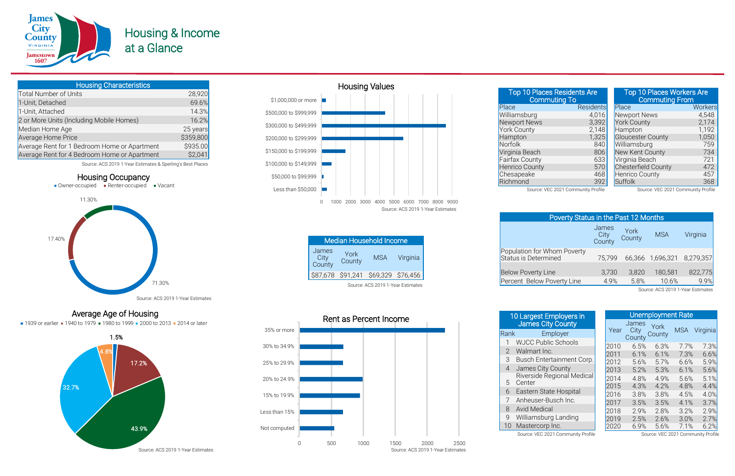James City County
Virginia
Jamestown 1607

# Housing & Income at a Glance

| Housing Characteristics | |
|---|---|
| Total Number of Units | 28,920 |
| 1-Unit, Detached | 69.6% |
| 1-Unit, Attached | 14.3% |
| 2 or More Units (Including Mobile Homes) | 16.2% |
| Median Home Age | 25 years |
| Average Home Price | $359,800 |
| Average Rent for 1 Bedroom Home or Apartment | $935.00 |
| Average Rent for 4 Bedroom Home or Apartment | $2,041 |

Source: ACS 2019 1-Year Estimates & Sperling's Best Places

## Housing Occupancy

Owner-occupied
Renter-occupied
Vacant

11.30%
17.40%
71.30%

Source: ACS 2019 1-Year Estimates

## Average Age of Housing

1939 or earlier
1940 to 1979
1980 to 1999
2000 to 2013
2014 or later

1.5%
4.8%
17.2%
32.7%
43.9%

Source: ACS 2019 1-Year Estimates

## Housing Values

$1,000,000 or more
$500,000 to $999,999
$300,000 to $499,999
$200,000 to $299,999
$150,000 to $199,999
$100,000 to $149,999
$50,000 to $99,999
Less than $50,000

0 1000 2000 3000 4000 5000 6000 7000 8000 9000

Source: ACS 2019 1-Year Estimates

| Median Household Income | | | |
|---|---|---|---|
| James City County | York County | MSA | Virginia |
| $87,678 | $91,241 | $69,329 | $76,456 |

Source: ACS 2019 1-Year Estimates

## Rent as Percent Income

35% or more
30% to 34.9%
25% to 29.9%
20% to 24.9%
15% to 19.9%
Less than 15%
Not computed

0 500 1000 1500 2000 2500

Source: ACS 2019 1-Year Estimates

| Top 10 Places Residents Are Commuting To | |
|---|---|
| Place | Residents |
| Williamsburg | 4,016 |
| Newport News | 3,392 |
| York County | 2,148 |
| Hampton | 1,325 |
| Norfolk | 840 |
| Virginia Beach | 806 |
| Fairfax County | 633 |
| Henrico County | 570 |
| Chesapeake | 468 |
| Richmond | 392 |

Source: VEC 2021 Community Profile

| Top 10 Places Workers Are Commuting From | |
|---|---|
| Place | Workers |
| Newport News | 4,548 |
| York County | 2,174 |
| Hampton | 1,192 |
| Gloucester County | 1,050 |
| Williamsburg | 759 |
| New Kent County | 734 |
| Virginia Beach | 721 |
| Chesterfield County | 472 |
| Henrico County | 457 |
| Suffolk | 368 |

Source: VEC 2021 Community Profile

| Poverty Status in the Past 12 Months | James City County | York County | MSA | Virginia |
|---|---|---|---|---|
| Population for Whom Poverty Status is Determined | 75,799 | 66,366 | 1,696,321 | 8,279,357 |
| Below Poverty Line | 3,730 | 3,820 | 180,581 | 822,775 |
| Percent Below Poverty Line | 4.9% | 5.8% | 10.6% | 9.9% |

Source: ACS 2019 1-Year Estimates

| 10 Largest Employers in James City County | |
|---|---|
| Rank | Employer |
| 1 | WJCC Public Schools |
| 2 | Walmart Inc. |
| 3 | Busch Entertainment Corp. |
| 4 | James City County |
| 5 | Riverside Regional Medical Center |
| 6 | Eastern State Hospital |
| 7 | Anheuser-Busch Inc. |
| 8 | Avid Medical |
| 9 | Williamsburg Landing |
| 10 | Mastercorp Inc. |

Source: VEC 2021 Community Profile

| Unemployment Rate | | | | |
|---|---|---|---|---|
| Year | James City County | York County | MSA | Virginia |
| 2010 | 6.5% | 6.3% | 7.7% | 7.3% |
| 2011 | 6.1% | 6.1% | 7.3% | 6.6% |
| 2012 | 5.6% | 5.7% | 6.6% | 5.9% |
| 2013 | 5.2% | 5.3% | 6.1% | 5.6% |
| 2014 | 4.8% | 4.9% | 5.6% | 5.1% |
| 2015 | 4.3% | 4.2% | 4.8% | 4.4% |
| 2016 | 3.8% | 3.8% | 4.5% | 4.0% |
| 2017 | 3.5% | 3.5% | 4.1% | 3.7% |
| 2018 | 2.9% | 2.8% | 3.2% | 2.9% |
| 2019 | 2.5% | 2.6% | 3.0% | 2.7% |
| 2020 | 6.9% | 5.6% | 7.1% | 6.2% |

Source: VEC 2021 Community Profile